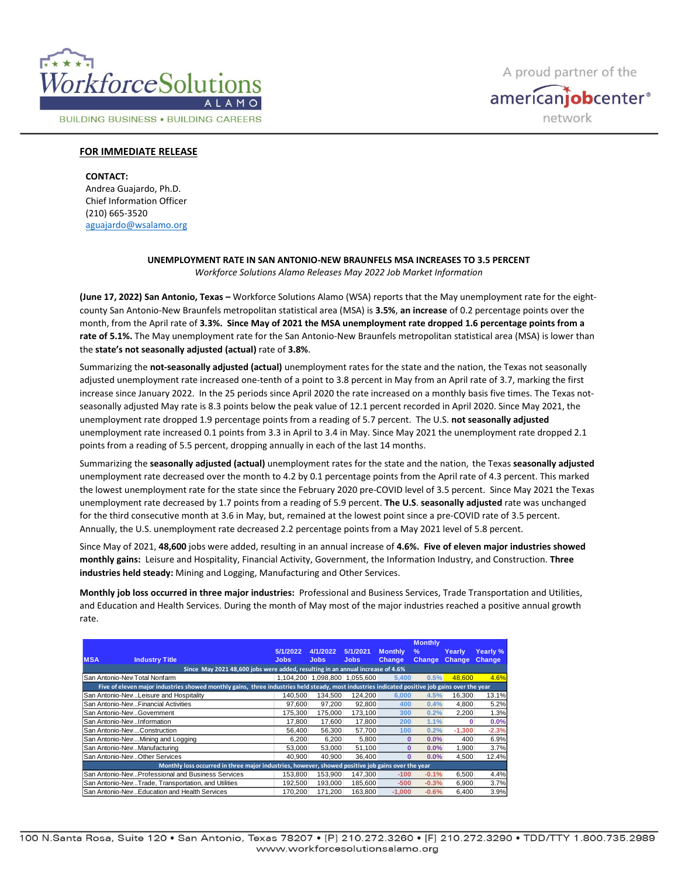**FOR IMMEDIATE RELEASE**

**CONTACT:**
Andrea Guajardo, Ph.D.
Chief Information Officer
(210) 665-3520
aguajardo@wsalamo.org

**UNEMPLOYMENT RATE IN SAN ANTONIO-NEW BRAUNFELS MSA INCREASES TO 3.5 PERCENT**

*Workforce Solutions Alamo Releases May 2022 Job Market Information*

**(June 17, 2022) San Antonio, Texas –** Workforce Solutions Alamo (WSA) reports that the May unemployment rate for the eight-county San Antonio-New Braunfels metropolitan statistical area (MSA) is **3.5%**, **an increase** of 0.2 percentage points over the month, from the April rate of **3.3%. Since May of 2021 the MSA unemployment rate dropped 1.6 percentage points from a rate of 5.1%.** The May unemployment rate for the San Antonio-New Braunfels metropolitan statistical area (MSA) is lower than the **state's not seasonally adjusted (actual)** rate of **3.8%**.

Summarizing the **not-seasonally adjusted (actual)** unemployment rates for the state and the nation, the Texas not seasonally adjusted unemployment rate increased one-tenth of a point to 3.8 percent in May from an April rate of 3.7, marking the first increase since January 2022. In the 25 periods since April 2020 the rate increased on a monthly basis five times. The Texas not-seasonally adjusted May rate is 8.3 points below the peak value of 12.1 percent recorded in April 2020. Since May 2021, the unemployment rate dropped 1.9 percentage points from a reading of 5.7 percent. The U.S. **not seasonally adjusted** unemployment rate increased 0.1 points from 3.3 in April to 3.4 in May. Since May 2021 the unemployment rate dropped 2.1 points from a reading of 5.5 percent, dropping annually in each of the last 14 months.

Summarizing the **seasonally adjusted (actual)** unemployment rates for the state and the nation, the Texas **seasonally adjusted** unemployment rate decreased over the month to 4.2 by 0.1 percentage points from the April rate of 4.3 percent. This marked the lowest unemployment rate for the state since the February 2020 pre-COVID level of 3.5 percent. Since May 2021 the Texas unemployment rate decreased by 1.7 points from a reading of 5.9 percent. **The U.S. seasonally adjusted** rate was unchanged for the third consecutive month at 3.6 in May, but, remained at the lowest point since a pre-COVID rate of 3.5 percent. Annually, the U.S. unemployment rate decreased 2.2 percentage points from a May 2021 level of 5.8 percent.

Since May of 2021, **48,600** jobs were added, resulting in an annual increase of **4.6%. Five of eleven major industries showed monthly gains:** Leisure and Hospitality, Financial Activity, Government, the Information Industry, and Construction. **Three industries held steady:** Mining and Logging, Manufacturing and Other Services.

**Monthly job loss occurred in three major industries:** Professional and Business Services, Trade Transportation and Utilities, and Education and Health Services. During the month of May most of the major industries reached a positive annual growth rate.

| MSA | Industry Title | 5/1/2022 Jobs | 4/1/2022 Jobs | 5/1/2021 Jobs | Monthly Change | Monthly % Change | Yearly Change | Yearly % Change |
|---|---|---|---|---|---|---|---|---|
| Since May 2021 48,600 jobs were added, resulting in an annual increase of 4.6% | | | | | | | | |
| San Antonio-New | Total Nonfarm | 1,104,200 | 1,098,800 | 1,055,600 | 5,400 | 0.5% | 48,600 | 4.6% |
| Five of eleven major industries showed monthly gains, three industries held steady, most industries indicated positive job gains over the year | | | | | | | | |
| San Antonio-New | ..Leisure and Hospitality | 140,500 | 134,500 | 124,200 | 6,000 | 4.5% | 16,300 | 13.1% |
| San Antonio-New | ..Financial Activities | 97,600 | 97,200 | 92,800 | 400 | 0.4% | 4,800 | 5.2% |
| San Antonio-New | ..Government | 175,300 | 175,000 | 173,100 | 300 | 0.2% | 2,200 | 1.3% |
| San Antonio-New | ..Information | 17,800 | 17,600 | 17,800 | 200 | 1.1% | 0 | 0.0% |
| San Antonio-New | ...Construction | 56,400 | 56,300 | 57,700 | 100 | 0.2% | -1,300 | -2.3% |
| San Antonio-New | ...Mining and Logging | 6,200 | 6,200 | 5,800 | 0 | 0.0% | 400 | 6.9% |
| San Antonio-New | ..Manufacturing | 53,000 | 53,000 | 51,100 | 0 | 0.0% | 1,900 | 3.7% |
| San Antonio-New | ..Other Services | 40,900 | 40,900 | 36,400 | 0 | 0.0% | 4,500 | 12.4% |
| Monthly loss occurred in three major industries, however, showed positive job gains over the year | | | | | | | | |
| San Antonio-New | ..Professional and Business Services | 153,800 | 153,900 | 147,300 | -100 | -0.1% | 6,500 | 4.4% |
| San Antonio-New | ..Trade, Transportation, and Utilities | 192,500 | 193,000 | 185,600 | -500 | -0.3% | 6,900 | 3.7% |
| San Antonio-New | ..Education and Health Services | 170,200 | 171,200 | 163,800 | -1,000 | -0.6% | 6,400 | 3.9% |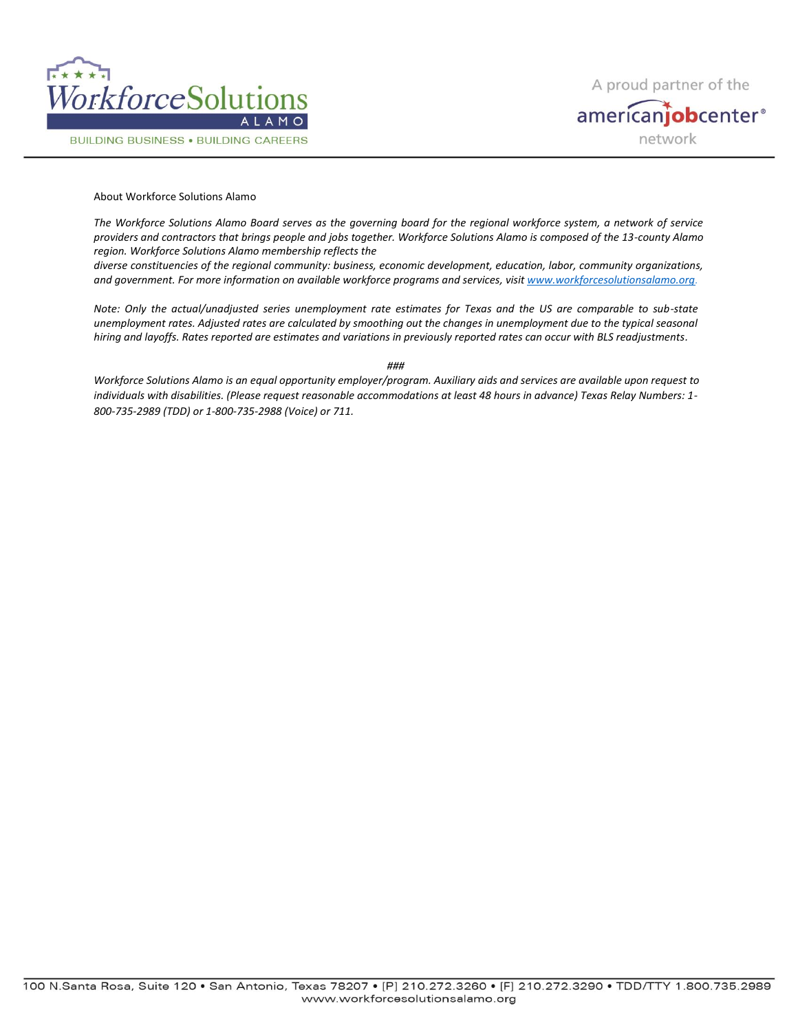About Workforce Solutions Alamo

*The Workforce Solutions Alamo Board serves as the governing board for the regional workforce system, a network of service providers and contractors that brings people and jobs together. Workforce Solutions Alamo is composed of the 13-county Alamo region. Workforce Solutions Alamo membership reflects the diverse constituencies of the regional community: business, economic development, education, labor, community organizations, and government. For more information on available workforce programs and services, visit [www.workforcesolutionsalamo.org](http://www.workforcesolutionsalamo.org).*

*Note: Only the actual/unadjusted series unemployment rate estimates for Texas and the US are comparable to sub-state unemployment rates. Adjusted rates are calculated by smoothing out the changes in unemployment due to the typical seasonal hiring and layoffs. Rates reported are estimates and variations in previously reported rates can occur with BLS readjustments.*

*###*

*Workforce Solutions Alamo is an equal opportunity employer/program. Auxiliary aids and services are available upon request to individuals with disabilities. (Please request reasonable accommodations at least 48 hours in advance) Texas Relay Numbers: 1-800-735-2989 (TDD) or 1-800-735-2988 (Voice) or 711.*